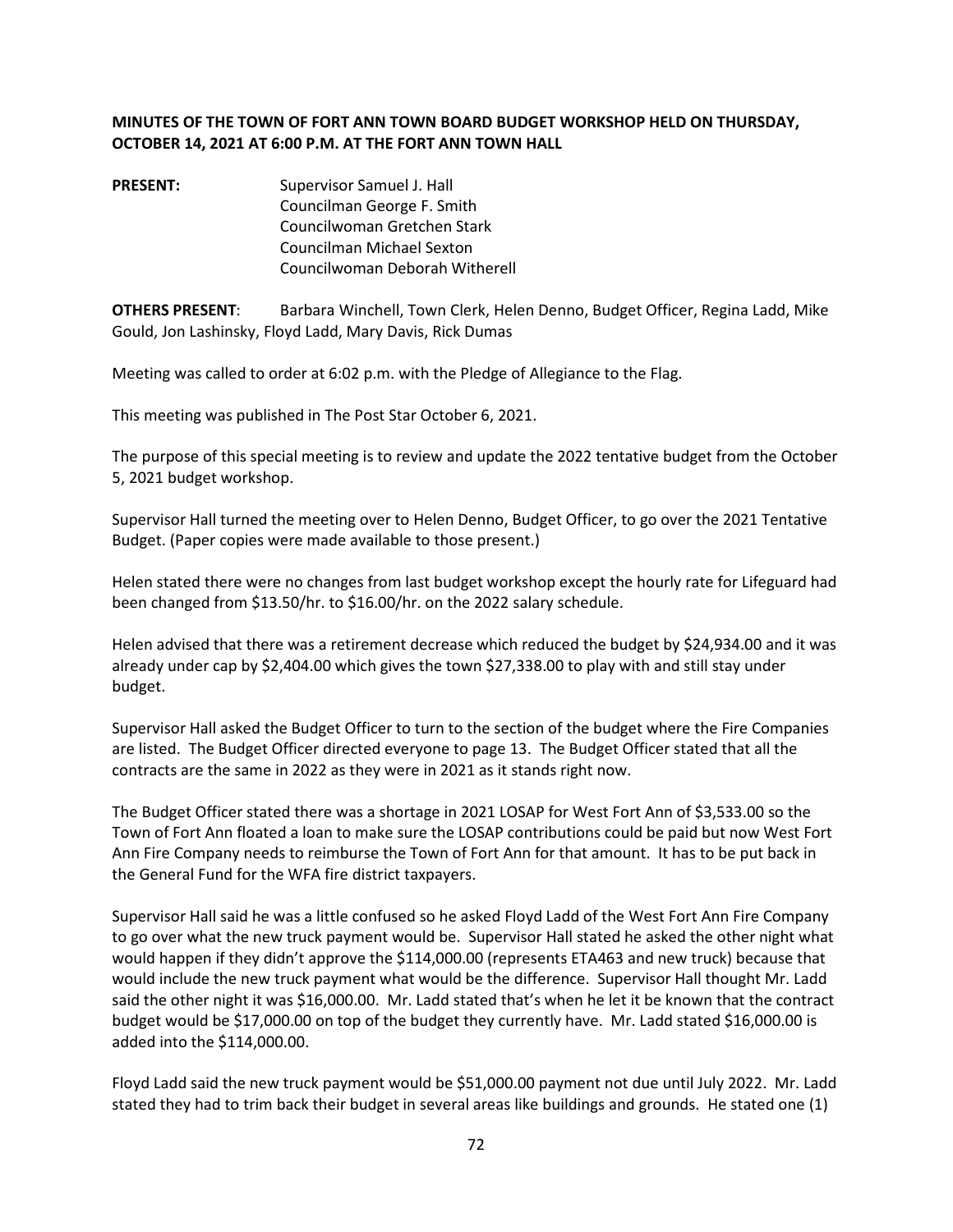**MINUTES OF THE TOWN OF FORT ANN TOWN BOARD BUDGET WORKSHOP HELD ON THURSDAY, OCTOBER 14, 2021 AT 6:00 P.M. AT THE FORT ANN TOWN HALL**

**PRESENT:** Supervisor Samuel J. Hall
Councilman George F. Smith
Councilwoman Gretchen Stark
Councilman Michael Sexton
Councilwoman Deborah Witherell

**OTHERS PRESENT**: Barbara Winchell, Town Clerk, Helen Denno, Budget Officer, Regina Ladd, Mike Gould, Jon Lashinsky, Floyd Ladd, Mary Davis, Rick Dumas

Meeting was called to order at 6:02 p.m. with the Pledge of Allegiance to the Flag.

This meeting was published in The Post Star October 6, 2021.

The purpose of this special meeting is to review and update the 2022 tentative budget from the October 5, 2021 budget workshop.

Supervisor Hall turned the meeting over to Helen Denno, Budget Officer, to go over the 2021 Tentative Budget. (Paper copies were made available to those present.)

Helen stated there were no changes from last budget workshop except the hourly rate for Lifeguard had been changed from $13.50/hr. to $16.00/hr. on the 2022 salary schedule.

Helen advised that there was a retirement decrease which reduced the budget by $24,934.00 and it was already under cap by $2,404.00 which gives the town $27,338.00 to play with and still stay under budget.

Supervisor Hall asked the Budget Officer to turn to the section of the budget where the Fire Companies are listed. The Budget Officer directed everyone to page 13. The Budget Officer stated that all the contracts are the same in 2022 as they were in 2021 as it stands right now.

The Budget Officer stated there was a shortage in 2021 LOSAP for West Fort Ann of $3,533.00 so the Town of Fort Ann floated a loan to make sure the LOSAP contributions could be paid but now West Fort Ann Fire Company needs to reimburse the Town of Fort Ann for that amount. It has to be put back in the General Fund for the WFA fire district taxpayers.

Supervisor Hall said he was a little confused so he asked Floyd Ladd of the West Fort Ann Fire Company to go over what the new truck payment would be. Supervisor Hall stated he asked the other night what would happen if they didn't approve the $114,000.00 (represents ETA463 and new truck) because that would include the new truck payment what would be the difference. Supervisor Hall thought Mr. Ladd said the other night it was $16,000.00. Mr. Ladd stated that's when he let it be known that the contract budget would be $17,000.00 on top of the budget they currently have. Mr. Ladd stated $16,000.00 is added into the $114,000.00.

Floyd Ladd said the new truck payment would be $51,000.00 payment not due until July 2022. Mr. Ladd stated they had to trim back their budget in several areas like buildings and grounds. He stated one (1)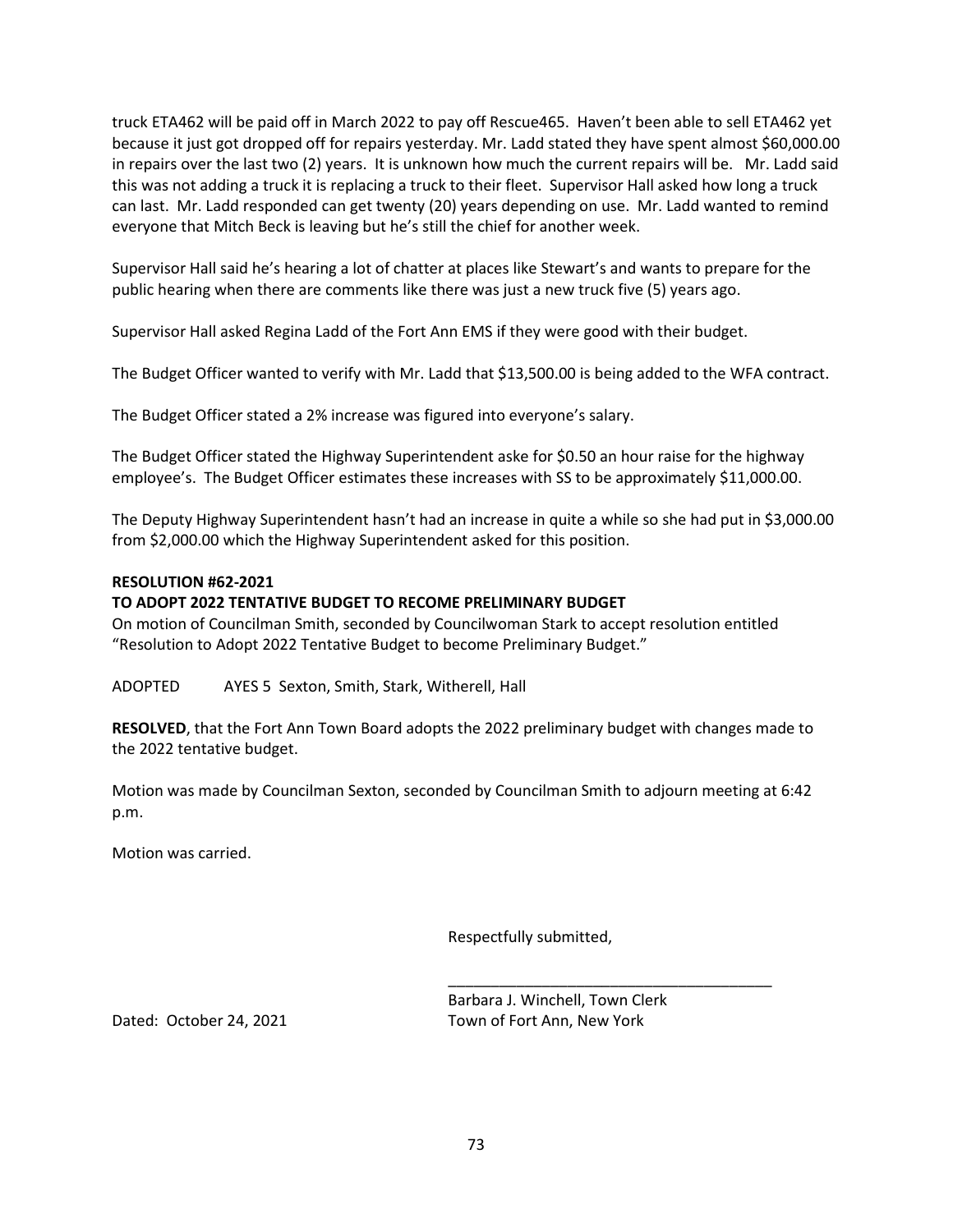truck ETA462 will be paid off in March 2022 to pay off Rescue465. Haven't been able to sell ETA462 yet because it just got dropped off for repairs yesterday. Mr. Ladd stated they have spent almost $60,000.00 in repairs over the last two (2) years. It is unknown how much the current repairs will be. Mr. Ladd said this was not adding a truck it is replacing a truck to their fleet. Supervisor Hall asked how long a truck can last. Mr. Ladd responded can get twenty (20) years depending on use. Mr. Ladd wanted to remind everyone that Mitch Beck is leaving but he's still the chief for another week.

Supervisor Hall said he's hearing a lot of chatter at places like Stewart's and wants to prepare for the public hearing when there are comments like there was just a new truck five (5) years ago.

Supervisor Hall asked Regina Ladd of the Fort Ann EMS if they were good with their budget.

The Budget Officer wanted to verify with Mr. Ladd that $13,500.00 is being added to the WFA contract.

The Budget Officer stated a 2% increase was figured into everyone's salary.

The Budget Officer stated the Highway Superintendent aske for $0.50 an hour raise for the highway employee's. The Budget Officer estimates these increases with SS to be approximately $11,000.00.

The Deputy Highway Superintendent hasn't had an increase in quite a while so she had put in $3,000.00 from $2,000.00 which the Highway Superintendent asked for this position.

**RESOLUTION #62-2021**
**TO ADOPT 2022 TENTATIVE BUDGET TO RECOME PRELIMINARY BUDGET**
On motion of Councilman Smith, seconded by Councilwoman Stark to accept resolution entitled "Resolution to Adopt 2022 Tentative Budget to become Preliminary Budget."

ADOPTED AYES 5 Sexton, Smith, Stark, Witherell, Hall

**RESOLVED**, that the Fort Ann Town Board adopts the 2022 preliminary budget with changes made to the 2022 tentative budget.

Motion was made by Councilman Sexton, seconded by Councilman Smith to adjourn meeting at 6:42 p.m.

Motion was carried.

Respectfully submitted,

_______________________________________

Barbara J. Winchell, Town Clerk
Town of Fort Ann, New York

Dated: October 24, 2021